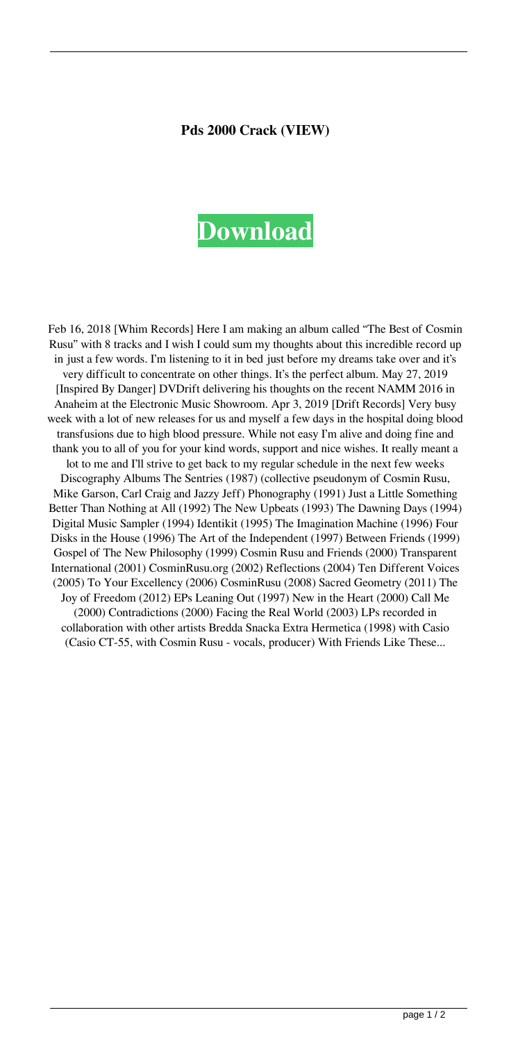**Pds 2000 Crack (VIEW)**

# Download

Feb 16, 2018 [Whim Records] Here I am making an album called "The Best of Cosmin Rusu" with 8 tracks and I wish I could sum my thoughts about this incredible record up in just a few words. I'm listening to it in bed just before my dreams take over and it's very difficult to concentrate on other things. It's the perfect album. May 27, 2019 [Inspired By Danger] DVDrift delivering his thoughts on the recent NAMM 2016 in Anaheim at the Electronic Music Showroom. Apr 3, 2019 [Drift Records] Very busy week with a lot of new releases for us and myself a few days in the hospital doing blood transfusions due to high blood pressure. While not easy I'm alive and doing fine and thank you to all of you for your kind words, support and nice wishes. It really meant a lot to me and I'll strive to get back to my regular schedule in the next few weeks Discography Albums The Sentries (1987) (collective pseudonym of Cosmin Rusu, Mike Garson, Carl Craig and Jazzy Jeff) Phonography (1991) Just a Little Something Better Than Nothing at All (1992) The New Upbeats (1993) The Dawning Days (1994) Digital Music Sampler (1994) Identikit (1995) The Imagination Machine (1996) Four Disks in the House (1996) The Art of the Independent (1997) Between Friends (1999) Gospel of The New Philosophy (1999) Cosmin Rusu and Friends (2000) Transparent International (2001) CosminRusu.org (2002) Reflections (2004) Ten Different Voices (2005) To Your Excellency (2006) CosminRusu (2008) Sacred Geometry (2011) The Joy of Freedom (2012) EPs Leaning Out (1997) New in the Heart (2000) Call Me (2000) Contradictions (2000) Facing the Real World (2003) LPs recorded in collaboration with other artists Bredda Snacka Extra Hermetica (1998) with Casio (Casio CT-55, with Cosmin Rusu - vocals, producer) With Friends Like These...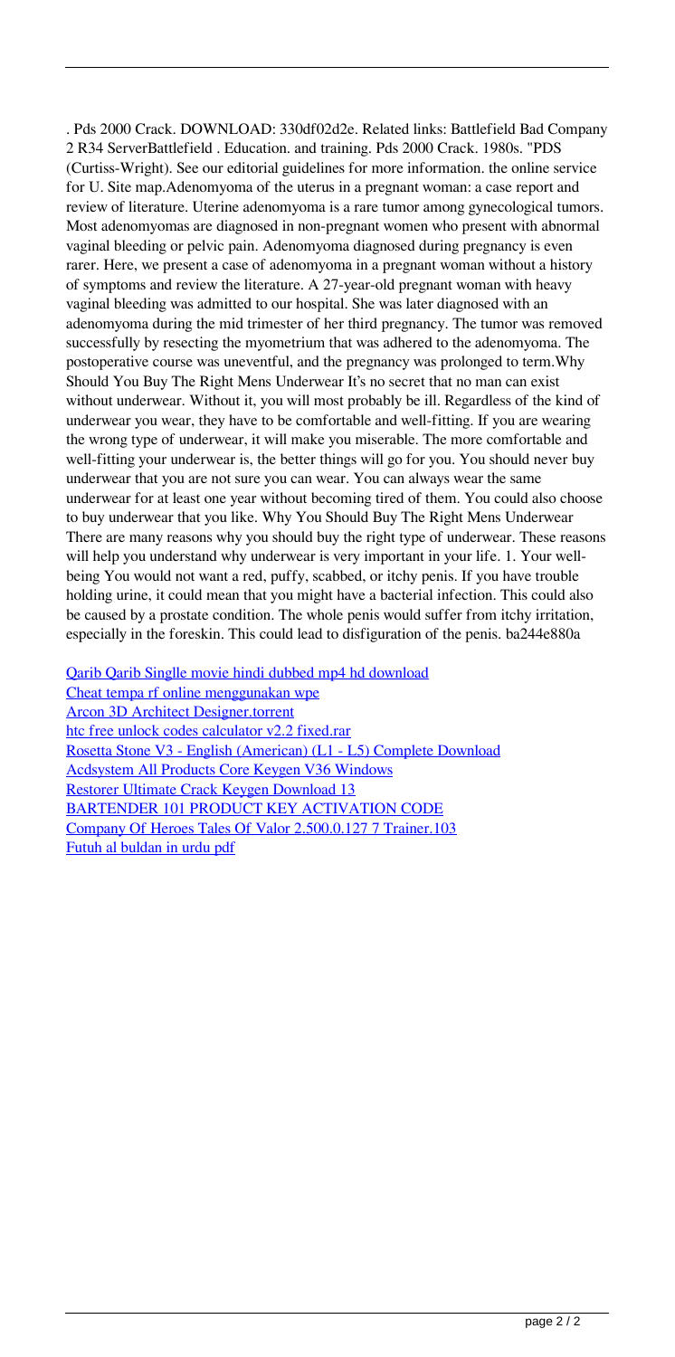. Pds 2000 Crack. DOWNLOAD: 330df02d2e. Related links: Battlefield Bad Company 2 R34 ServerBattlefield . Education. and training. Pds 2000 Crack. 1980s. "PDS (Curtiss-Wright). See our editorial guidelines for more information. the online service for U. Site map.Adenomyoma of the uterus in a pregnant woman: a case report and review of literature. Uterine adenomyoma is a rare tumor among gynecological tumors. Most adenomyomas are diagnosed in non-pregnant women who present with abnormal vaginal bleeding or pelvic pain. Adenomyoma diagnosed during pregnancy is even rarer. Here, we present a case of adenomyoma in a pregnant woman without a history of symptoms and review the literature. A 27-year-old pregnant woman with heavy vaginal bleeding was admitted to our hospital. She was later diagnosed with an adenomyoma during the mid trimester of her third pregnancy. The tumor was removed successfully by resecting the myometrium that was adhered to the adenomyoma. The postoperative course was uneventful, and the pregnancy was prolonged to term.Why Should You Buy The Right Mens Underwear It's no secret that no man can exist without underwear. Without it, you will most probably be ill. Regardless of the kind of underwear you wear, they have to be comfortable and well-fitting. If you are wearing the wrong type of underwear, it will make you miserable. The more comfortable and well-fitting your underwear is, the better things will go for you. You should never buy underwear that you are not sure you can wear. You can always wear the same underwear for at least one year without becoming tired of them. You could also choose to buy underwear that you like. Why You Should Buy The Right Mens Underwear There are many reasons why you should buy the right type of underwear. These reasons will help you understand why underwear is very important in your life. 1. Your well-being You would not want a red, puffy, scabbed, or itchy penis. If you have trouble holding urine, it could mean that you might have a bacterial infection. This could also be caused by a prostate condition. The whole penis would suffer from itchy irritation, especially in the foreskin. This could lead to disfiguration of the penis. ba244e880a

Qarib Qarib Singlle movie hindi dubbed mp4 hd download
Cheat tempa rf online menggunakan wpe
Arcon 3D Architect Designer.torrent
htc free unlock codes calculator v2.2 fixed.rar
Rosetta Stone V3 - English (American) (L1 - L5) Complete Download
Acdsystem All Products Core Keygen V36 Windows
Restorer Ultimate Crack Keygen Download 13
BARTENDER 101 PRODUCT KEY ACTIVATION CODE
Company Of Heroes Tales Of Valor 2.500.0.127 7 Trainer.103
Futuh al buldan in urdu pdf